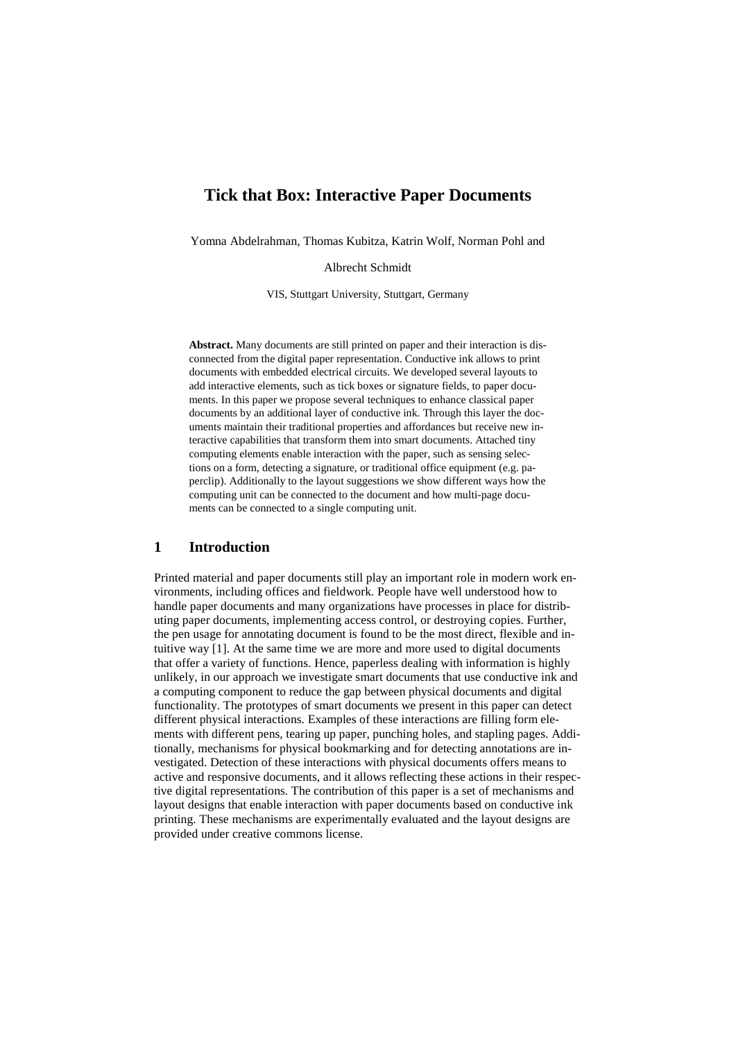# Tick that Box: Interactive Paper Documents

Yomna Abdelrahman, Thomas Kubitza, Katrin Wolf, Norman Pohl and Albrecht Schmidt

VIS, Stuttgart University, Stuttgart, Germany

**Abstract.** Many documents are still printed on paper and their interaction is disconnected from the digital paper representation. Conductive ink allows to print documents with embedded electrical circuits. We developed several layouts to add interactive elements, such as tick boxes or signature fields, to paper documents. In this paper we propose several techniques to enhance classical paper documents by an additional layer of conductive ink. Through this layer the documents maintain their traditional properties and affordances but receive new interactive capabilities that transform them into smart documents. Attached tiny computing elements enable interaction with the paper, such as sensing selections on a form, detecting a signature, or traditional office equipment (e.g. paperclip). Additionally to the layout suggestions we show different ways how the computing unit can be connected to the document and how multi-page documents can be connected to a single computing unit.

## 1 Introduction

Printed material and paper documents still play an important role in modern work environments, including offices and fieldwork. People have well understood how to handle paper documents and many organizations have processes in place for distributing paper documents, implementing access control, or destroying copies. Further, the pen usage for annotating document is found to be the most direct, flexible and intuitive way [1]. At the same time we are more and more used to digital documents that offer a variety of functions. Hence, paperless dealing with information is highly unlikely, in our approach we investigate smart documents that use conductive ink and a computing component to reduce the gap between physical documents and digital functionality. The prototypes of smart documents we present in this paper can detect different physical interactions. Examples of these interactions are filling form elements with different pens, tearing up paper, punching holes, and stapling pages. Additionally, mechanisms for physical bookmarking and for detecting annotations are investigated. Detection of these interactions with physical documents offers means to active and responsive documents, and it allows reflecting these actions in their respective digital representations. The contribution of this paper is a set of mechanisms and layout designs that enable interaction with paper documents based on conductive ink printing. These mechanisms are experimentally evaluated and the layout designs are provided under creative commons license.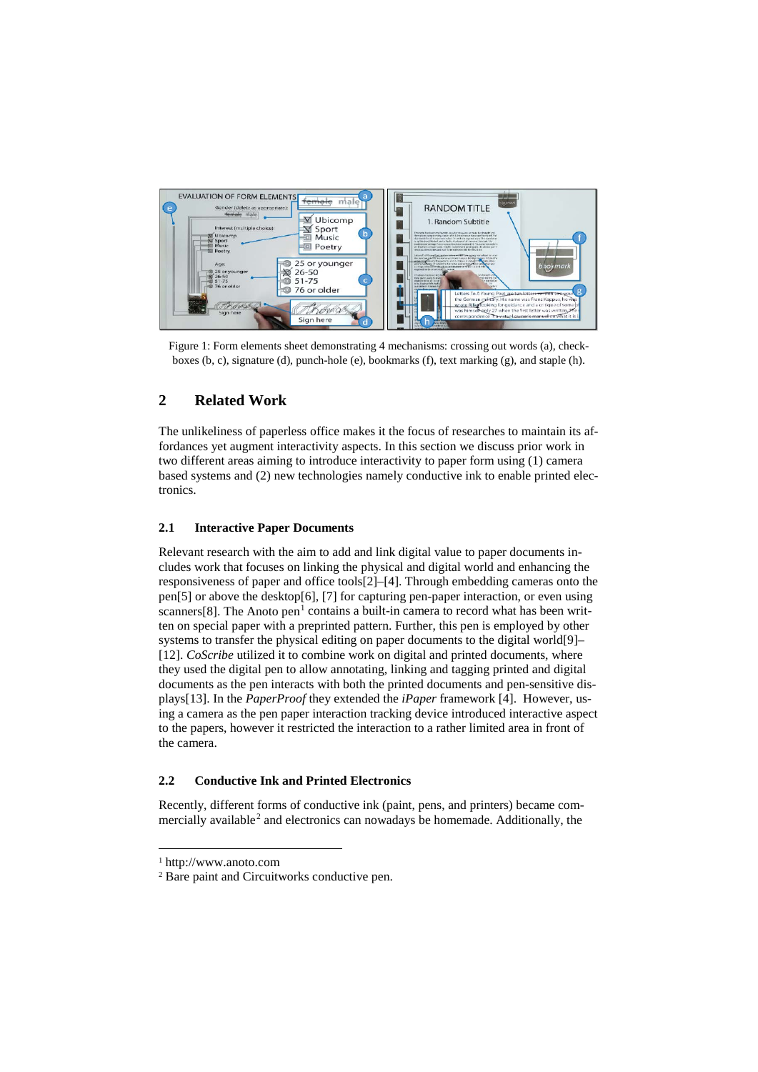Figure 1: Form elements sheet demonstrating 4 mechanisms: crossing out words (a), check-boxes (b, c), signature (d), punch-hole (e), bookmarks (f), text marking (g), and staple (h).

## 2 Related Work

The unlikeliness of paperless office makes it the focus of researches to maintain its affordances yet augment interactivity aspects. In this section we discuss prior work in two different areas aiming to introduce interactivity to paper form using (1) camera based systems and (2) new technologies namely conductive ink to enable printed electronics.

### 2.1 Interactive Paper Documents

Relevant research with the aim to add and link digital value to paper documents includes work that focuses on linking the physical and digital world and enhancing the responsiveness of paper and office tools[2]–[4]. Through embedding cameras onto the pen[5] or above the desktop[6], [7] for capturing pen-paper interaction, or even using scanners[8]. The Anoto pen[1] contains a built-in camera to record what has been written on special paper with a preprinted pattern. Further, this pen is employed by other systems to transfer the physical editing on paper documents to the digital world[9]–[12]. *CoScribe* utilized it to combine work on digital and printed documents, where they used the digital pen to allow annotating, linking and tagging printed and digital documents as the pen interacts with both the printed documents and pen-sensitive displays[13]. In the *PaperProof* they extended the *iPaper* framework [4]. However, using a camera as the pen paper interaction tracking device introduced interactive aspect to the papers, however it restricted the interaction to a rather limited area in front of the camera.

### 2.2 Conductive Ink and Printed Electronics

Recently, different forms of conductive ink (paint, pens, and printers) became commercially available[2] and electronics can nowadays be homemade. Additionally, the

[1] http://www.anoto.com

[2] Bare paint and Circuitworks conductive pen.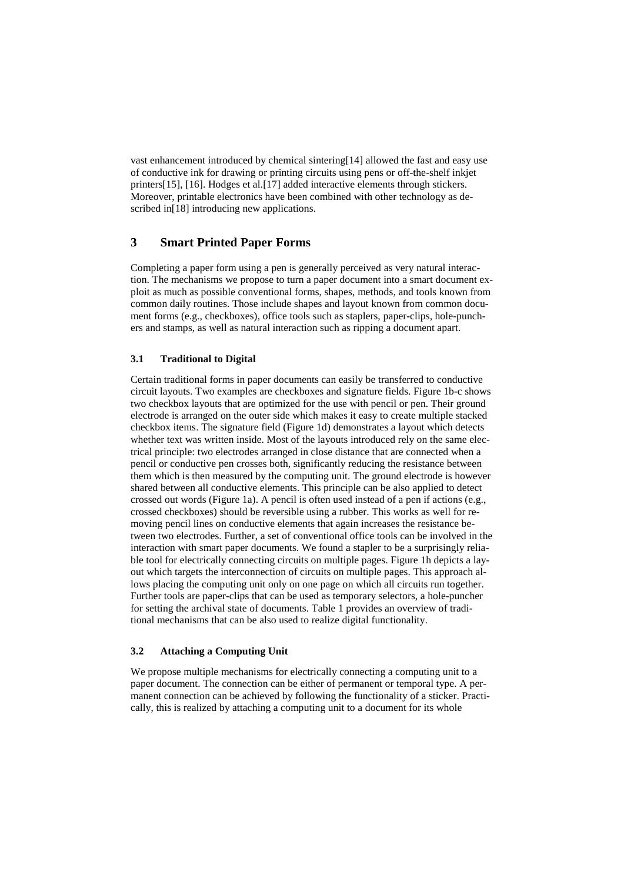vast enhancement introduced by chemical sintering[14] allowed the fast and easy use of conductive ink for drawing or printing circuits using pens or off-the-shelf inkjet printers[15], [16]. Hodges et al.[17] added interactive elements through stickers. Moreover, printable electronics have been combined with other technology as described in[18] introducing new applications.

## 3 Smart Printed Paper Forms

Completing a paper form using a pen is generally perceived as very natural interaction. The mechanisms we propose to turn a paper document into a smart document exploit as much as possible conventional forms, shapes, methods, and tools known from common daily routines. Those include shapes and layout known from common document forms (e.g., checkboxes), office tools such as staplers, paper-clips, hole-punchers and stamps, as well as natural interaction such as ripping a document apart.

### 3.1 Traditional to Digital

Certain traditional forms in paper documents can easily be transferred to conductive circuit layouts. Two examples are checkboxes and signature fields. Figure 1b-c shows two checkbox layouts that are optimized for the use with pencil or pen. Their ground electrode is arranged on the outer side which makes it easy to create multiple stacked checkbox items. The signature field (Figure 1d) demonstrates a layout which detects whether text was written inside. Most of the layouts introduced rely on the same electrical principle: two electrodes arranged in close distance that are connected when a pencil or conductive pen crosses both, significantly reducing the resistance between them which is then measured by the computing unit. The ground electrode is however shared between all conductive elements. This principle can be also applied to detect crossed out words (Figure 1a). A pencil is often used instead of a pen if actions (e.g., crossed checkboxes) should be reversible using a rubber. This works as well for removing pencil lines on conductive elements that again increases the resistance between two electrodes. Further, a set of conventional office tools can be involved in the interaction with smart paper documents. We found a stapler to be a surprisingly reliable tool for electrically connecting circuits on multiple pages. Figure 1h depicts a layout which targets the interconnection of circuits on multiple pages. This approach allows placing the computing unit only on one page on which all circuits run together. Further tools are paper-clips that can be used as temporary selectors, a hole-puncher for setting the archival state of documents. Table 1 provides an overview of traditional mechanisms that can be also used to realize digital functionality.

### 3.2 Attaching a Computing Unit

We propose multiple mechanisms for electrically connecting a computing unit to a paper document. The connection can be either of permanent or temporal type. A permanent connection can be achieved by following the functionality of a sticker. Practically, this is realized by attaching a computing unit to a document for its whole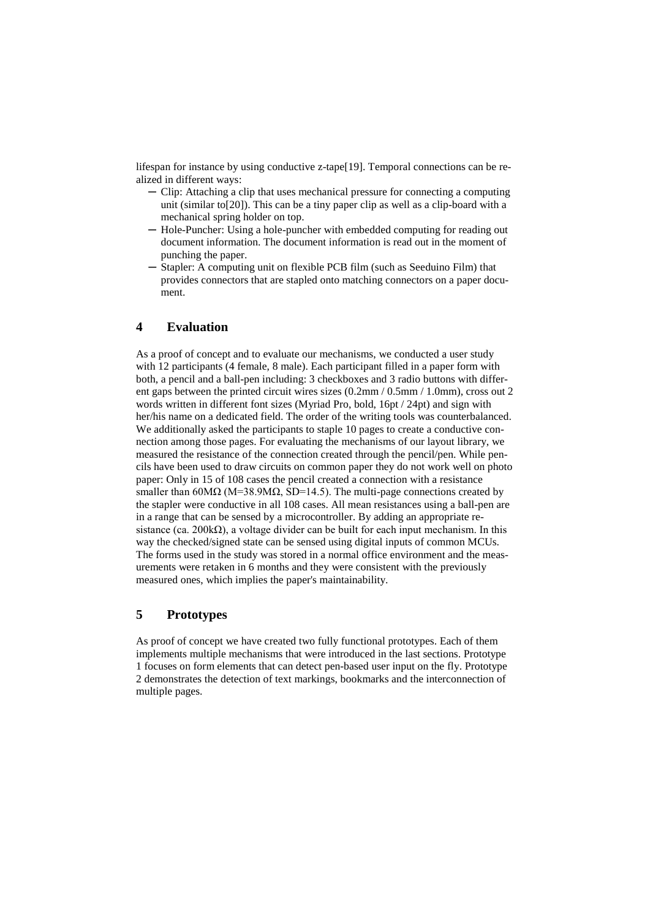lifespan for instance by using conductive z-tape[19]. Temporal connections can be realized in different ways:

- Clip: Attaching a clip that uses mechanical pressure for connecting a computing unit (similar to[20]). This can be a tiny paper clip as well as a clip-board with a mechanical spring holder on top.
- Hole-Puncher: Using a hole-puncher with embedded computing for reading out document information. The document information is read out in the moment of punching the paper.
- Stapler: A computing unit on flexible PCB film (such as Seeduino Film) that provides connectors that are stapled onto matching connectors on a paper document.

## 4 Evaluation

As a proof of concept and to evaluate our mechanisms, we conducted a user study with 12 participants (4 female, 8 male). Each participant filled in a paper form with both, a pencil and a ball-pen including: 3 checkboxes and 3 radio buttons with different gaps between the printed circuit wires sizes (0.2mm / 0.5mm / 1.0mm), cross out 2 words written in different font sizes (Myriad Pro, bold, 16pt / 24pt) and sign with her/his name on a dedicated field. The order of the writing tools was counterbalanced. We additionally asked the participants to staple 10 pages to create a conductive connection among those pages. For evaluating the mechanisms of our layout library, we measured the resistance of the connection created through the pencil/pen. While pencils have been used to draw circuits on common paper they do not work well on photo paper: Only in 15 of 108 cases the pencil created a connection with a resistance smaller than 60MΩ (M=38.9MΩ, SD=14.5). The multi-page connections created by the stapler were conductive in all 108 cases. All mean resistances using a ball-pen are in a range that can be sensed by a microcontroller. By adding an appropriate resistance (ca. 200kΩ), a voltage divider can be built for each input mechanism. In this way the checked/signed state can be sensed using digital inputs of common MCUs. The forms used in the study was stored in a normal office environment and the measurements were retaken in 6 months and they were consistent with the previously measured ones, which implies the paper's maintainability.

## 5 Prototypes

As proof of concept we have created two fully functional prototypes. Each of them implements multiple mechanisms that were introduced in the last sections. Prototype 1 focuses on form elements that can detect pen-based user input on the fly. Prototype 2 demonstrates the detection of text markings, bookmarks and the interconnection of multiple pages.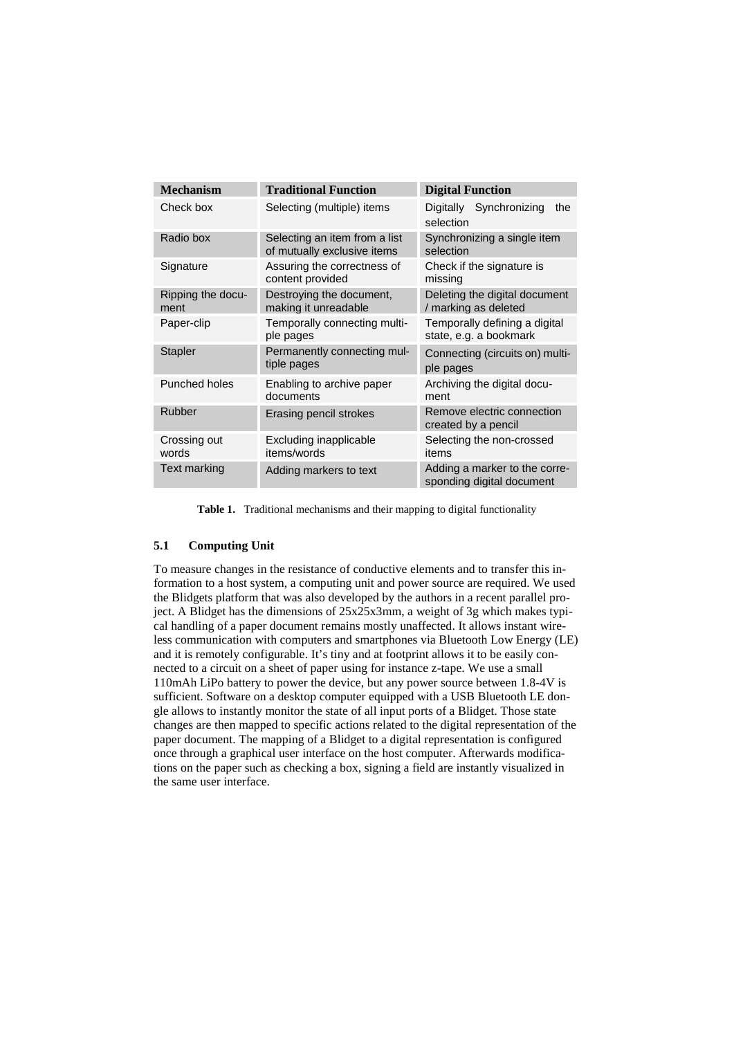| Mechanism | Traditional Function | Digital Function |
|---|---|---|
| Check box | Selecting (multiple) items | Digitally Synchronizing the selection |
| Radio box | Selecting an item from a list of mutually exclusive items | Synchronizing a single item selection |
| Signature | Assuring the correctness of content provided | Check if the signature is missing |
| Ripping the document | Destroying the document, making it unreadable | Deleting the digital document / marking as deleted |
| Paper-clip | Temporally connecting multiple pages | Temporally defining a digital state, e.g. a bookmark |
| Stapler | Permanently connecting multiple pages | Connecting (circuits on) multiple pages |
| Punched holes | Enabling to archive paper documents | Archiving the digital document |
| Rubber | Erasing pencil strokes | Remove electric connection created by a pencil |
| Crossing out words | Excluding inapplicable items/words | Selecting the non-crossed items |
| Text marking | Adding markers to text | Adding a marker to the corresponding digital document |

**Table 1.** Traditional mechanisms and their mapping to digital functionality

### 5.1 Computing Unit

To measure changes in the resistance of conductive elements and to transfer this information to a host system, a computing unit and power source are required. We used the Blidgets platform that was also developed by the authors in a recent parallel project. A Blidget has the dimensions of 25x25x3mm, a weight of 3g which makes typical handling of a paper document remains mostly unaffected. It allows instant wireless communication with computers and smartphones via Bluetooth Low Energy (LE) and it is remotely configurable. It's tiny and at footprint allows it to be easily connected to a circuit on a sheet of paper using for instance z-tape. We use a small 110mAh LiPo battery to power the device, but any power source between 1.8-4V is sufficient. Software on a desktop computer equipped with a USB Bluetooth LE dongle allows to instantly monitor the state of all input ports of a Blidget. Those state changes are then mapped to specific actions related to the digital representation of the paper document. The mapping of a Blidget to a digital representation is configured once through a graphical user interface on the host computer. Afterwards modifications on the paper such as checking a box, signing a field are instantly visualized in the same user interface.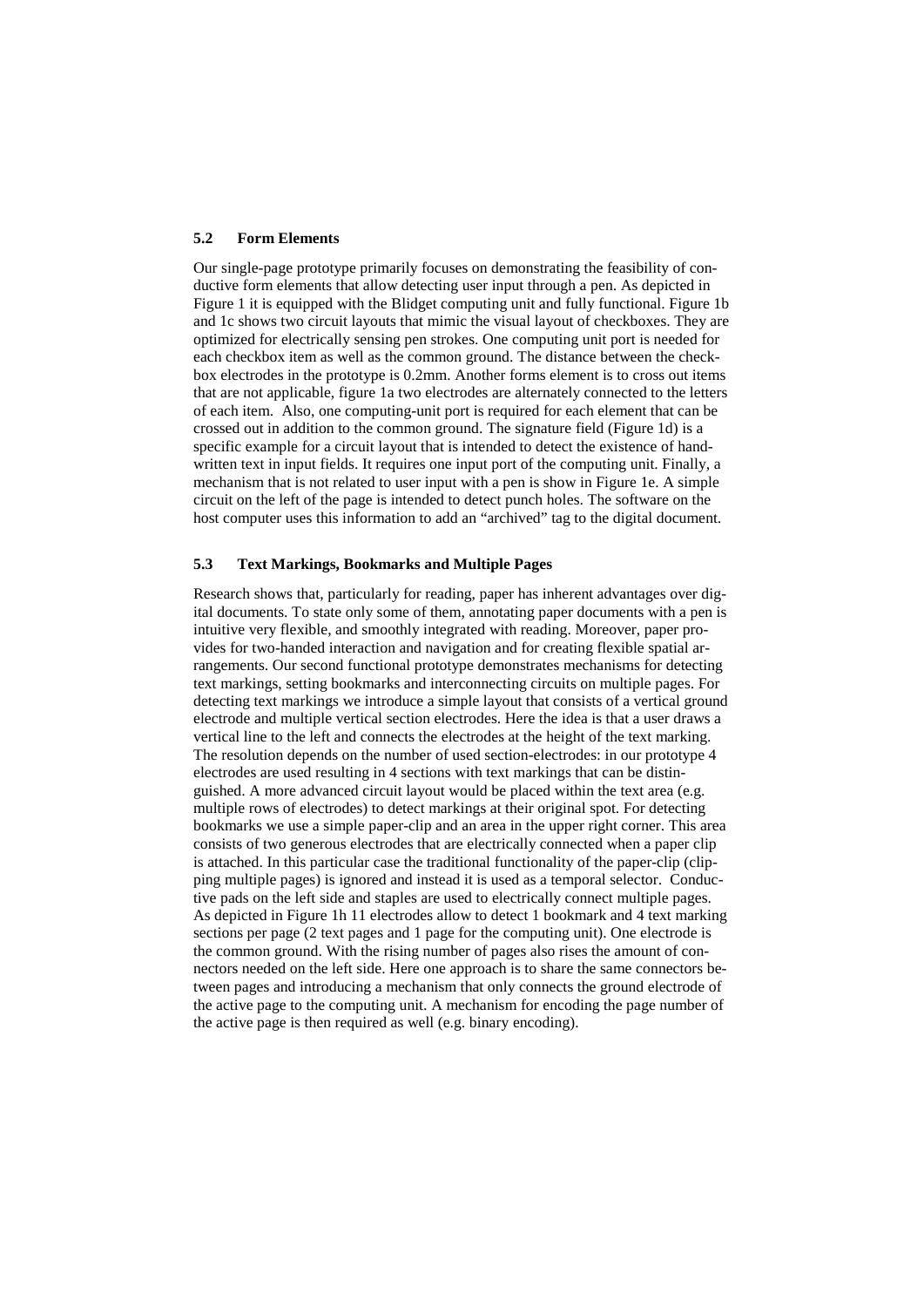### 5.2 Form Elements

Our single-page prototype primarily focuses on demonstrating the feasibility of conductive form elements that allow detecting user input through a pen. As depicted in Figure 1 it is equipped with the Blidget computing unit and fully functional. Figure 1b and 1c shows two circuit layouts that mimic the visual layout of checkboxes. They are optimized for electrically sensing pen strokes. One computing unit port is needed for each checkbox item as well as the common ground. The distance between the checkbox electrodes in the prototype is 0.2mm. Another forms element is to cross out items that are not applicable, figure 1a two electrodes are alternately connected to the letters of each item. Also, one computing-unit port is required for each element that can be crossed out in addition to the common ground. The signature field (Figure 1d) is a specific example for a circuit layout that is intended to detect the existence of handwritten text in input fields. It requires one input port of the computing unit. Finally, a mechanism that is not related to user input with a pen is show in Figure 1e. A simple circuit on the left of the page is intended to detect punch holes. The software on the host computer uses this information to add an "archived" tag to the digital document.

### 5.3 Text Markings, Bookmarks and Multiple Pages

Research shows that, particularly for reading, paper has inherent advantages over digital documents. To state only some of them, annotating paper documents with a pen is intuitive very flexible, and smoothly integrated with reading. Moreover, paper provides for two-handed interaction and navigation and for creating flexible spatial arrangements. Our second functional prototype demonstrates mechanisms for detecting text markings, setting bookmarks and interconnecting circuits on multiple pages. For detecting text markings we introduce a simple layout that consists of a vertical ground electrode and multiple vertical section electrodes. Here the idea is that a user draws a vertical line to the left and connects the electrodes at the height of the text marking. The resolution depends on the number of used section-electrodes: in our prototype 4 electrodes are used resulting in 4 sections with text markings that can be distinguished. A more advanced circuit layout would be placed within the text area (e.g. multiple rows of electrodes) to detect markings at their original spot. For detecting bookmarks we use a simple paper-clip and an area in the upper right corner. This area consists of two generous electrodes that are electrically connected when a paper clip is attached. In this particular case the traditional functionality of the paper-clip (clipping multiple pages) is ignored and instead it is used as a temporal selector. Conductive pads on the left side and staples are used to electrically connect multiple pages. As depicted in Figure 1h 11 electrodes allow to detect 1 bookmark and 4 text marking sections per page (2 text pages and 1 page for the computing unit). One electrode is the common ground. With the rising number of pages also rises the amount of connectors needed on the left side. Here one approach is to share the same connectors between pages and introducing a mechanism that only connects the ground electrode of the active page to the computing unit. A mechanism for encoding the page number of the active page is then required as well (e.g. binary encoding).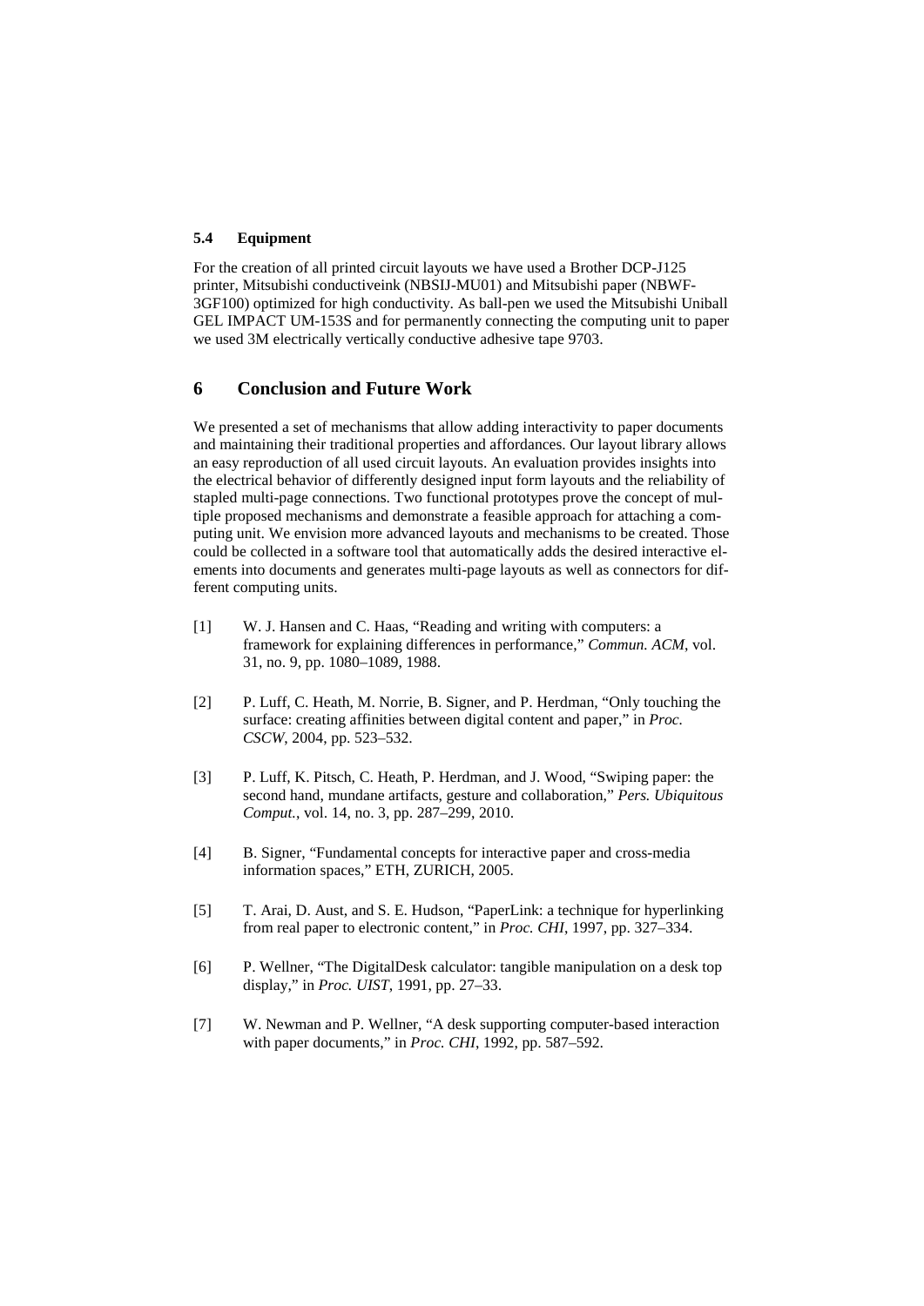### 5.4 Equipment

For the creation of all printed circuit layouts we have used a Brother DCP-J125 printer, Mitsubishi conductiveink (NBSIJ-MU01) and Mitsubishi paper (NBWF-3GF100) optimized for high conductivity. As ball-pen we used the Mitsubishi Uniball GEL IMPACT UM-153S and for permanently connecting the computing unit to paper we used 3M electrically vertically conductive adhesive tape 9703.

## 6 Conclusion and Future Work

We presented a set of mechanisms that allow adding interactivity to paper documents and maintaining their traditional properties and affordances. Our layout library allows an easy reproduction of all used circuit layouts. An evaluation provides insights into the electrical behavior of differently designed input form layouts and the reliability of stapled multi-page connections. Two functional prototypes prove the concept of multiple proposed mechanisms and demonstrate a feasible approach for attaching a computing unit. We envision more advanced layouts and mechanisms to be created. Those could be collected in a software tool that automatically adds the desired interactive elements into documents and generates multi-page layouts as well as connectors for different computing units.

[1] W. J. Hansen and C. Haas, "Reading and writing with computers: a framework for explaining differences in performance," *Commun. ACM*, vol. 31, no. 9, pp. 1080–1089, 1988.

[2] P. Luff, C. Heath, M. Norrie, B. Signer, and P. Herdman, "Only touching the surface: creating affinities between digital content and paper," in *Proc. CSCW*, 2004, pp. 523–532.

[3] P. Luff, K. Pitsch, C. Heath, P. Herdman, and J. Wood, "Swiping paper: the second hand, mundane artifacts, gesture and collaboration," *Pers. Ubiquitous Comput.*, vol. 14, no. 3, pp. 287–299, 2010.

[4] B. Signer, "Fundamental concepts for interactive paper and cross-media information spaces," ETH, ZURICH, 2005.

[5] T. Arai, D. Aust, and S. E. Hudson, "PaperLink: a technique for hyperlinking from real paper to electronic content," in *Proc. CHI*, 1997, pp. 327–334.

[6] P. Wellner, "The DigitalDesk calculator: tangible manipulation on a desk top display," in *Proc. UIST*, 1991, pp. 27–33.

[7] W. Newman and P. Wellner, "A desk supporting computer-based interaction with paper documents," in *Proc. CHI*, 1992, pp. 587–592.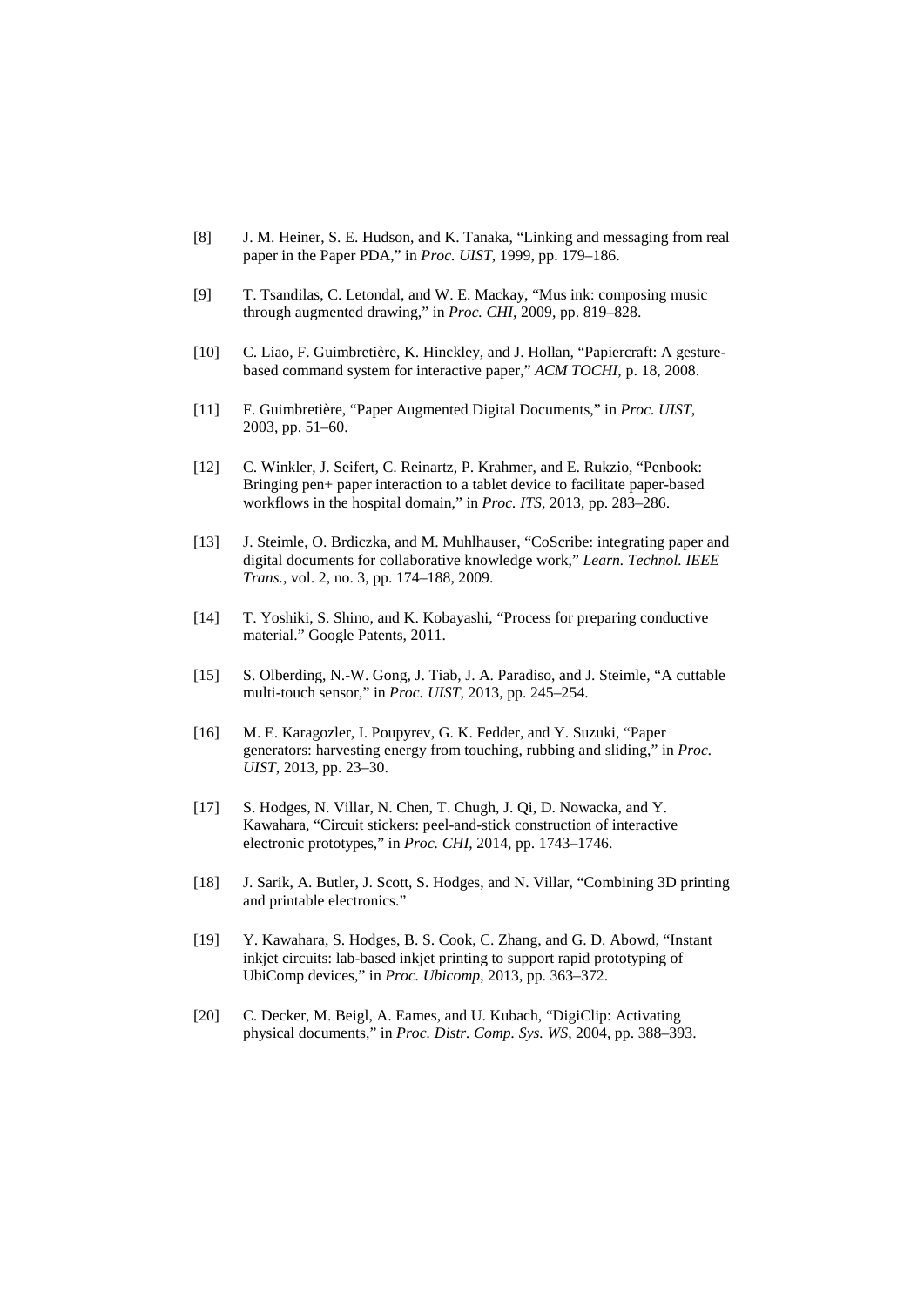[8] J. M. Heiner, S. E. Hudson, and K. Tanaka, "Linking and messaging from real paper in the Paper PDA," in *Proc. UIST*, 1999, pp. 179–186.

[9] T. Tsandilas, C. Letondal, and W. E. Mackay, "Mus ink: composing music through augmented drawing," in *Proc. CHI*, 2009, pp. 819–828.

[10] C. Liao, F. Guimbretière, K. Hinckley, and J. Hollan, "Papiercraft: A gesture-based command system for interactive paper," *ACM TOCHI*, p. 18, 2008.

[11] F. Guimbretière, "Paper Augmented Digital Documents," in *Proc. UIST*, 2003, pp. 51–60.

[12] C. Winkler, J. Seifert, C. Reinartz, P. Krahmer, and E. Rukzio, "Penbook: Bringing pen+ paper interaction to a tablet device to facilitate paper-based workflows in the hospital domain," in *Proc. ITS*, 2013, pp. 283–286.

[13] J. Steimle, O. Brdiczka, and M. Muhlhauser, "CoScribe: integrating paper and digital documents for collaborative knowledge work," *Learn. Technol. IEEE Trans.*, vol. 2, no. 3, pp. 174–188, 2009.

[14] T. Yoshiki, S. Shino, and K. Kobayashi, "Process for preparing conductive material." Google Patents, 2011.

[15] S. Olberding, N.-W. Gong, J. Tiab, J. A. Paradiso, and J. Steimle, "A cuttable multi-touch sensor," in *Proc. UIST*, 2013, pp. 245–254.

[16] M. E. Karagozler, I. Poupyrev, G. K. Fedder, and Y. Suzuki, "Paper generators: harvesting energy from touching, rubbing and sliding," in *Proc. UIST*, 2013, pp. 23–30.

[17] S. Hodges, N. Villar, N. Chen, T. Chugh, J. Qi, D. Nowacka, and Y. Kawahara, "Circuit stickers: peel-and-stick construction of interactive electronic prototypes," in *Proc. CHI*, 2014, pp. 1743–1746.

[18] J. Sarik, A. Butler, J. Scott, S. Hodges, and N. Villar, "Combining 3D printing and printable electronics."

[19] Y. Kawahara, S. Hodges, B. S. Cook, C. Zhang, and G. D. Abowd, "Instant inkjet circuits: lab-based inkjet printing to support rapid prototyping of UbiComp devices," in *Proc. Ubicomp*, 2013, pp. 363–372.

[20] C. Decker, M. Beigl, A. Eames, and U. Kubach, "DigiClip: Activating physical documents," in *Proc. Distr. Comp. Sys. WS*, 2004, pp. 388–393.